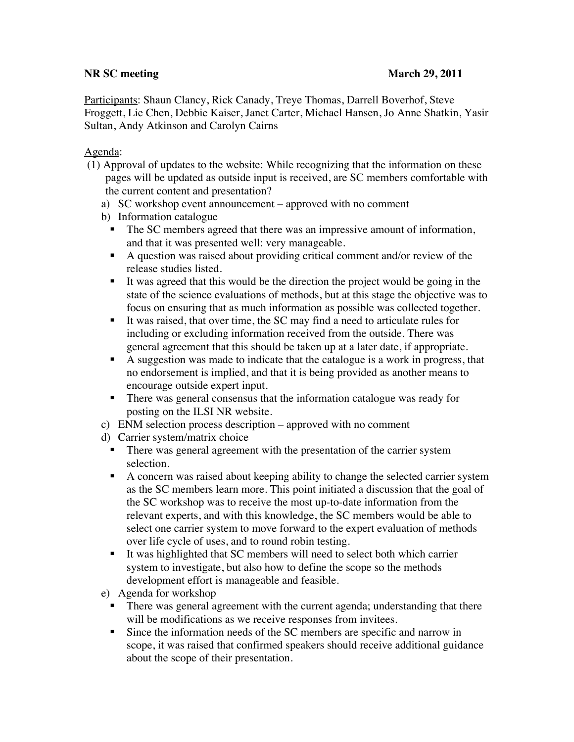**NR SC meeting** **March 29, 2011**

Participants: Shaun Clancy, Rick Canady, Treye Thomas, Darrell Boverhof, Steve Froggett, Lie Chen, Debbie Kaiser, Janet Carter, Michael Hansen, Jo Anne Shatkin, Yasir Sultan, Andy Atkinson and Carolyn Cairns

Agenda:

(1) Approval of updates to the website: While recognizing that the information on these pages will be updated as outside input is received, are SC members comfortable with the current content and presentation?

a) SC workshop event announcement – approved with no comment

b) Information catalogue
- The SC members agreed that there was an impressive amount of information, and that it was presented well: very manageable.
- A question was raised about providing critical comment and/or review of the release studies listed.
- It was agreed that this would be the direction the project would be going in the state of the science evaluations of methods, but at this stage the objective was to focus on ensuring that as much information as possible was collected together.
- It was raised, that over time, the SC may find a need to articulate rules for including or excluding information received from the outside. There was general agreement that this should be taken up at a later date, if appropriate.
- A suggestion was made to indicate that the catalogue is a work in progress, that no endorsement is implied, and that it is being provided as another means to encourage outside expert input.
- There was general consensus that the information catalogue was ready for posting on the ILSI NR website.

c) ENM selection process description – approved with no comment

d) Carrier system/matrix choice
- There was general agreement with the presentation of the carrier system selection.
- A concern was raised about keeping ability to change the selected carrier system as the SC members learn more. This point initiated a discussion that the goal of the SC workshop was to receive the most up-to-date information from the relevant experts, and with this knowledge, the SC members would be able to select one carrier system to move forward to the expert evaluation of methods over life cycle of uses, and to round robin testing.
- It was highlighted that SC members will need to select both which carrier system to investigate, but also how to define the scope so the methods development effort is manageable and feasible.

e) Agenda for workshop
- There was general agreement with the current agenda; understanding that there will be modifications as we receive responses from invitees.
- Since the information needs of the SC members are specific and narrow in scope, it was raised that confirmed speakers should receive additional guidance about the scope of their presentation.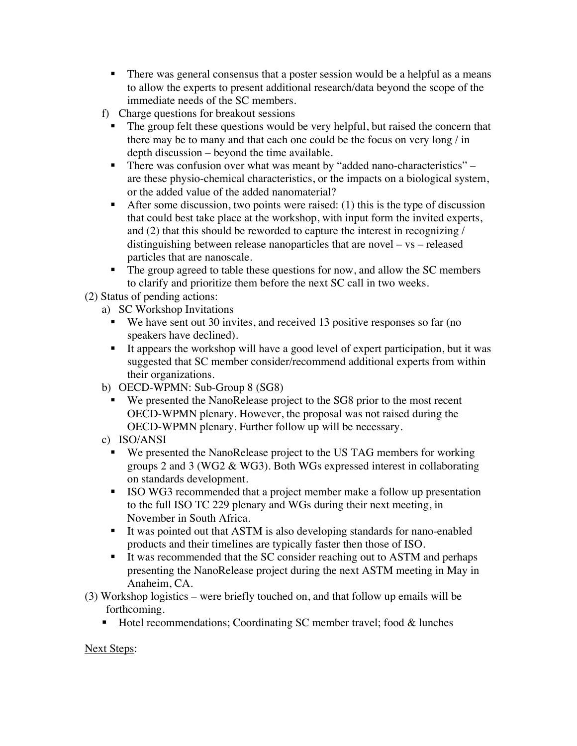- There was general consensus that a poster session would be a helpful as a means to allow the experts to present additional research/data beyond the scope of the immediate needs of the SC members.

  f) Charge questions for breakout sessions
   - The group felt these questions would be very helpful, but raised the concern that there may be to many and that each one could be the focus on very long / in depth discussion – beyond the time available.
   - There was confusion over what was meant by "added nano-characteristics" – are these physio-chemical characteristics, or the impacts on a biological system, or the added value of the added nanomaterial?
   - After some discussion, two points were raised: (1) this is the type of discussion that could best take place at the workshop, with input form the invited experts, and (2) that this should be reworded to capture the interest in recognizing / distinguishing between release nanoparticles that are novel – vs – released particles that are nanoscale.
   - The group agreed to table these questions for now, and allow the SC members to clarify and prioritize them before the next SC call in two weeks.

(2) Status of pending actions:

  a) SC Workshop Invitations
   - We have sent out 30 invites, and received 13 positive responses so far (no speakers have declined).
   - It appears the workshop will have a good level of expert participation, but it was suggested that SC member consider/recommend additional experts from within their organizations.

  b) OECD-WPMN: Sub-Group 8 (SG8)
   - We presented the NanoRelease project to the SG8 prior to the most recent OECD-WPMN plenary. However, the proposal was not raised during the OECD-WPMN plenary. Further follow up will be necessary.

  c) ISO/ANSI
   - We presented the NanoRelease project to the US TAG members for working groups 2 and 3 (WG2 & WG3). Both WGs expressed interest in collaborating on standards development.
   - ISO WG3 recommended that a project member make a follow up presentation to the full ISO TC 229 plenary and WGs during their next meeting, in November in South Africa.
   - It was pointed out that ASTM is also developing standards for nano-enabled products and their timelines are typically faster then those of ISO.
   - It was recommended that the SC consider reaching out to ASTM and perhaps presenting the NanoRelease project during the next ASTM meeting in May in Anaheim, CA.

(3) Workshop logistics – were briefly touched on, and that follow up emails will be forthcoming.
   - Hotel recommendations; Coordinating SC member travel; food & lunches

<u>Next Steps</u>: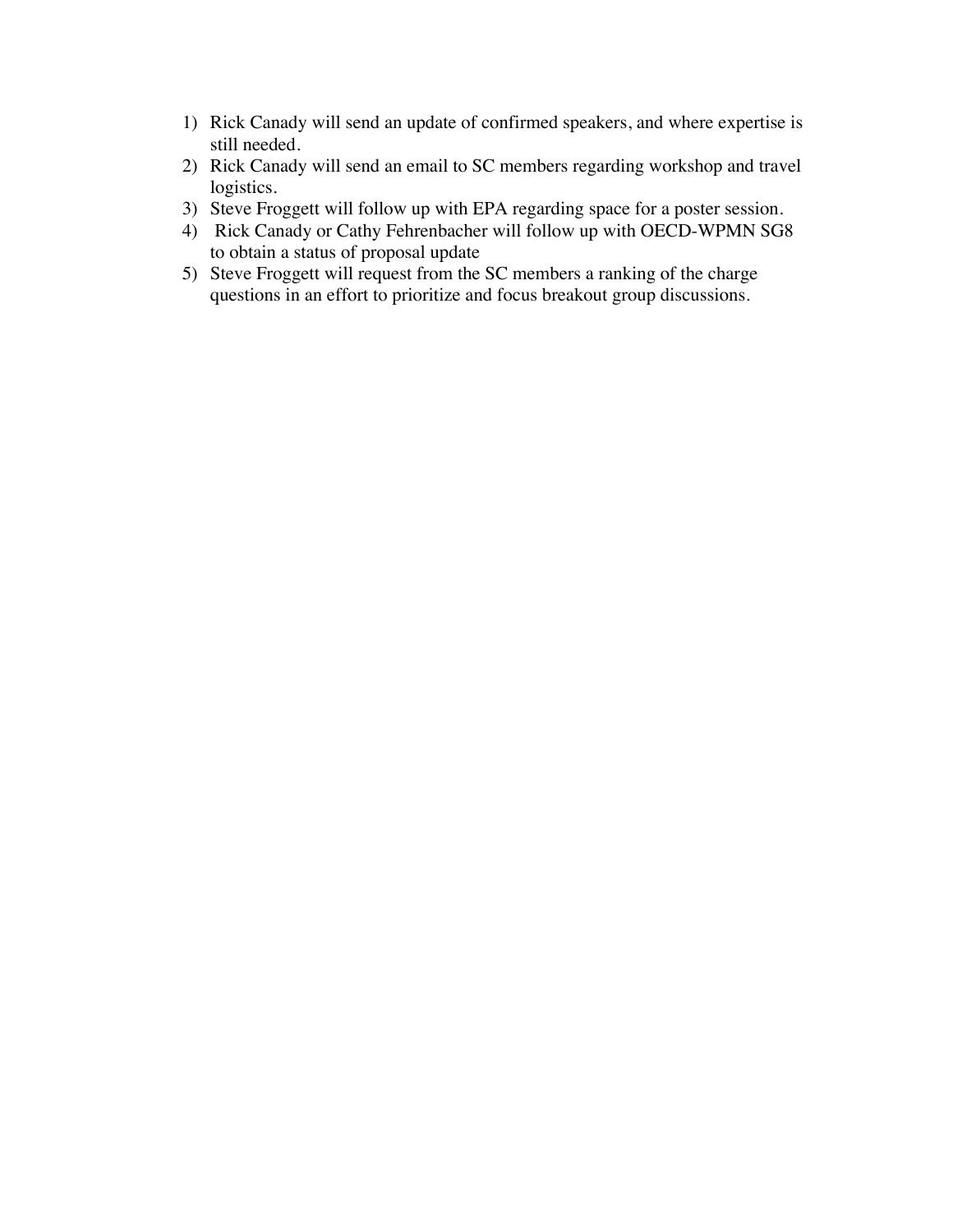1) Rick Canady will send an update of confirmed speakers, and where expertise is still needed.
2) Rick Canady will send an email to SC members regarding workshop and travel logistics.
3) Steve Froggett will follow up with EPA regarding space for a poster session.
4) Rick Canady or Cathy Fehrenbacher will follow up with OECD-WPMN SG8 to obtain a status of proposal update
5) Steve Froggett will request from the SC members a ranking of the charge questions in an effort to prioritize and focus breakout group discussions.